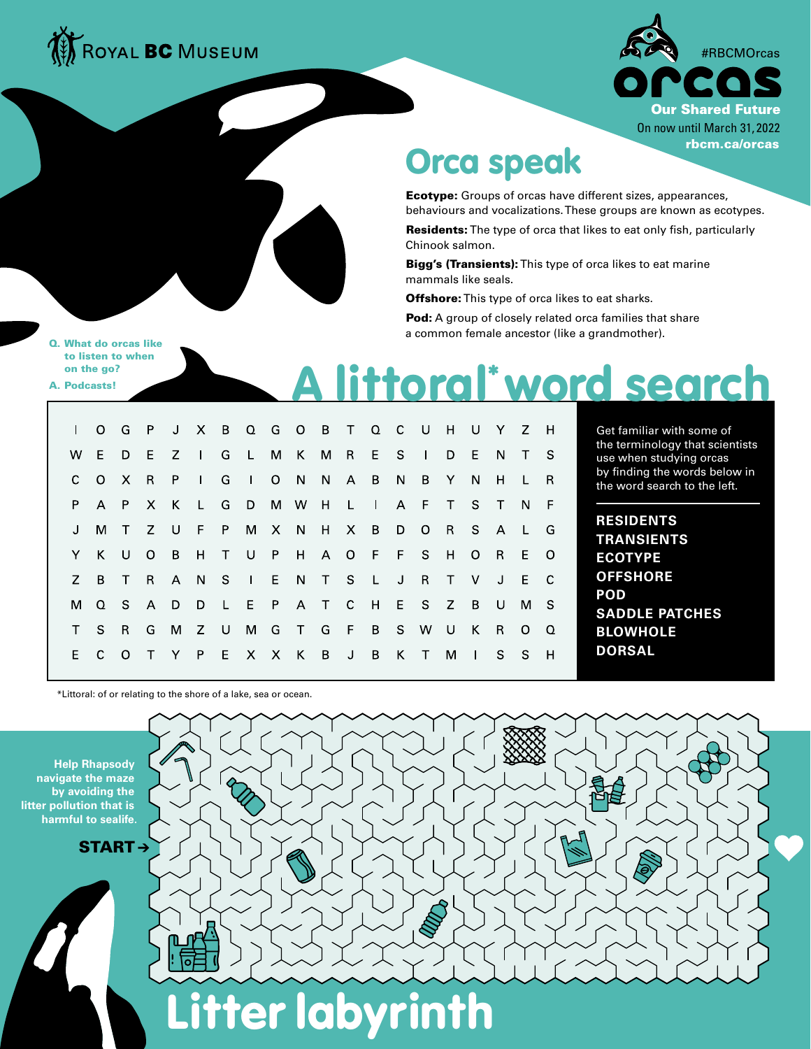ROYAL BC MUSEUM

#RBCMOrcas

# orcas

**Our Shared Future**

On now until March 31, 2022

**rbcm.ca/orcas**

## Orca speak

**Ecotype:** Groups of orcas have different sizes, appearances, behaviours and vocalizations. These groups are known as ecotypes.

**Residents:** The type of orca that likes to eat only fish, particularly Chinook salmon.

**Bigg's (Transients):** This type of orca likes to eat marine mammals like seals.

**Offshore:** This type of orca likes to eat sharks.

**Pod:** A group of closely related orca families that share a common female ancestor (like a grandmother).

**Q. What do orcas like to listen to when on the go?**

**A. Podcasts!**

## A littoral* word search

| | | | | | | | | | | | | | | | | | | | |
|---|---|---|---|---|---|---|---|---|---|---|---|---|---|---|---|---|---|---|---|
| I | O | G | P | J | X | B | Q | G | O | B | T | Q | C | U | H | U | Y | Z | H |
| W | E | D | E | Z | I | G | L | M | K | M | R | E | S | I | D | E | N | T | S |
| C | O | X | R | P | I | G | I | O | N | N | A | B | N | B | Y | N | H | L | R |
| P | A | P | X | K | L | G | D | M | W | H | L | I | A | F | T | S | T | N | F |
| J | M | T | Z | U | F | P | M | X | N | H | X | B | D | O | R | S | A | L | G |
| Y | K | U | O | B | H | T | U | P | H | A | O | F | F | S | H | O | R | E | O |
| Z | B | T | R | A | N | S | I | E | N | T | S | L | J | R | T | V | J | E | C |
| M | Q | S | A | D | D | L | E | P | A | T | C | H | E | S | Z | B | U | M | S |
| T | S | R | G | M | Z | U | M | G | T | G | F | B | S | W | U | K | R | O | Q |
| E | C | O | T | Y | P | E | X | X | K | B | J | B | K | T | M | I | S | S | H |

Get familiar with some of the terminology that scientists use when studying orcas by finding the words below in the word search to the left.

**RESIDENTS**
**TRANSIENTS**
**ECOTYPE**
**OFFSHORE**
**POD**
**SADDLE PATCHES**
**BLOWHOLE**
**DORSAL**

*Littoral: of or relating to the shore of a lake, sea or ocean.

**Help Rhapsody navigate the maze by avoiding the litter pollution that is harmful to sealife.**

**START →**

# Litter labyrinth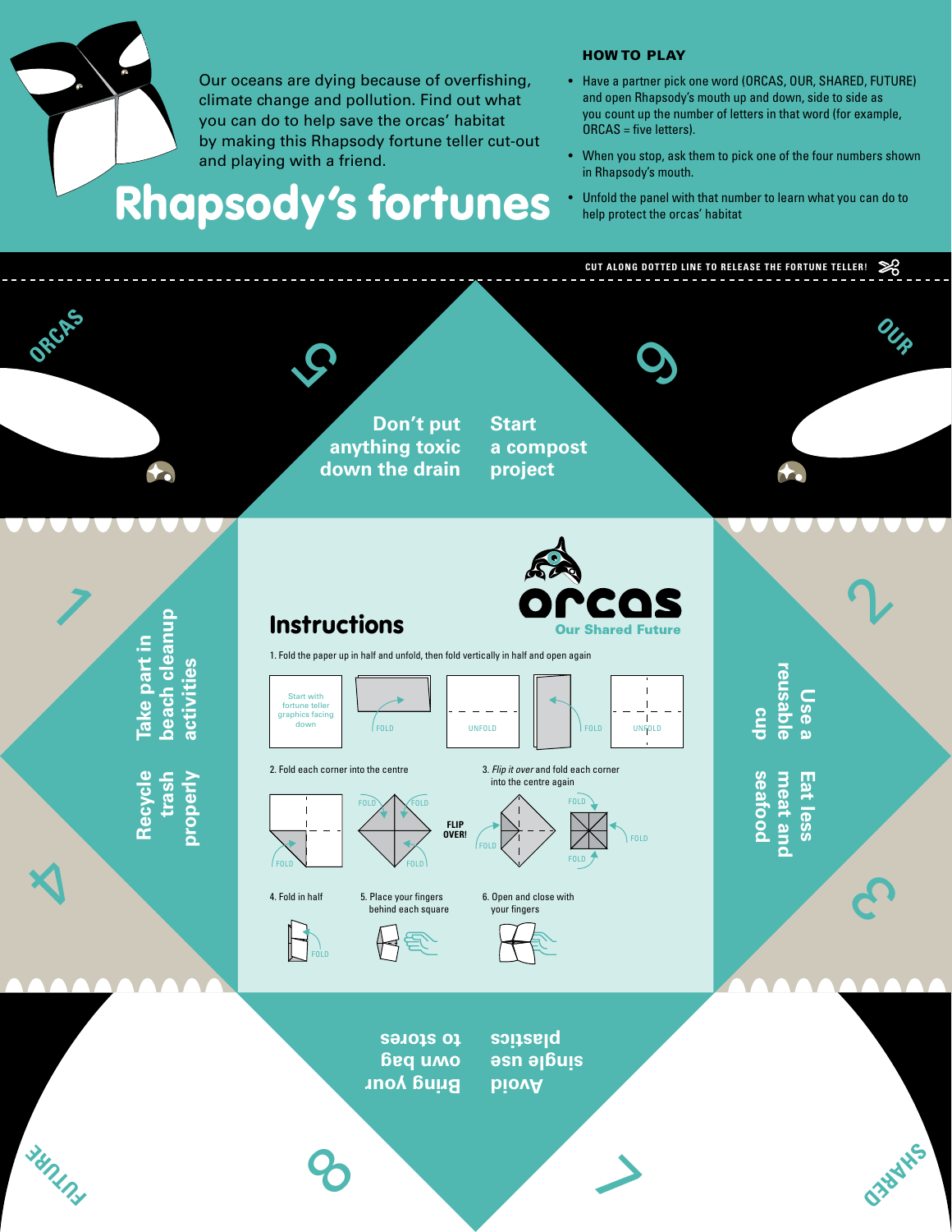Our oceans are dying because of overfishing, climate change and pollution. Find out what you can do to help save the orcas' habitat by making this Rhapsody fortune teller cut-out and playing with a friend.

# Rhapsody's fortunes

### HOW TO PLAY

- Have a partner pick one word (ORCAS, OUR, SHARED, FUTURE) and open Rhapsody's mouth up and down, side to side as you count up the number of letters in that word (for example, ORCAS = five letters).
- When you stop, ask them to pick one of the four numbers shown in Rhapsody's mouth.
- Unfold the panel with that number to learn what you can do to help protect the orcas' habitat

CUT ALONG DOTTED LINE TO RELEASE THE FORTUNE TELLER!

ORCAS

OUR

SHARED

FUTURE

5

Don't put anything toxic down the drain

6

Start a compost project

1

Take part in beach cleanup activities

4

Recycle trash properly

2

Use a reusable cup

3

Eat less meat and seafood

8

Bring your own bag to stores

7

Avoid single use plastics

orcas

Our Shared Future

## Instructions

1. Fold the paper up in half and unfold, then fold vertically in half and open again

Start with fortune teller graphics facing down

FOLD

UNFOLD

FOLD

UNFOLD

2. Fold each corner into the centre

FOLD

FOLD

FOLD

FOLD

FLIP OVER!

3. *Flip it over* and fold each corner into the centre again

FOLD

FOLD

FOLD

FOLD

4. Fold in half

FOLD

5. Place your fingers behind each square

6. Open and close with your fingers